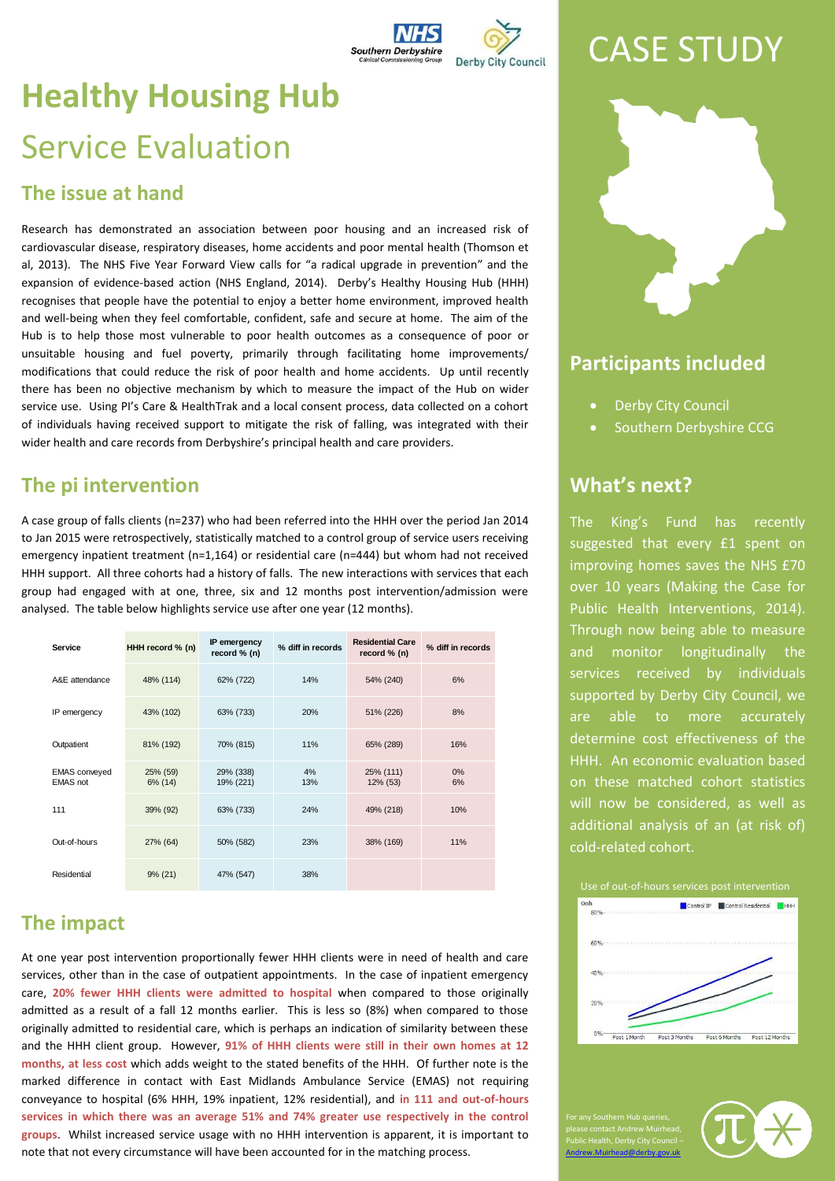# Healthy Housing Hub

## Service Evaluation

### The issue at hand

Research has demonstrated an association between poor housing and an increased risk of cardiovascular disease, respiratory diseases, home accidents and poor mental health (Thomson et al, 2013). The NHS Five Year Forward View calls for "a radical upgrade in prevention" and the expansion of evidence-based action (NHS England, 2014). Derby's Healthy Housing Hub (HHH) recognises that people have the potential to enjoy a better home environment, improved health and well-being when they feel comfortable, confident, safe and secure at home. The aim of the Hub is to help those most vulnerable to poor health outcomes as a consequence of poor or unsuitable housing and fuel poverty, primarily through facilitating home improvements/ modifications that could reduce the risk of poor health and home accidents. Up until recently there has been no objective mechanism by which to measure the impact of the Hub on wider service use. Using PI's Care & HealthTrak and a local consent process, data collected on a cohort of individuals having received support to mitigate the risk of falling, was integrated with their wider health and care records from Derbyshire's principal health and care providers.

### The pi intervention

A case group of falls clients (n=237) who had been referred into the HHH over the period Jan 2014 to Jan 2015 were retrospectively, statistically matched to a control group of service users receiving emergency inpatient treatment (n=1,164) or residential care (n=444) but whom had not received HHH support. All three cohorts had a history of falls. The new interactions with services that each group had engaged with at one, three, six and 12 months post intervention/admission were analysed. The table below highlights service use after one year (12 months).

| Service | HHH record % (n) | IP emergency record % (n) | % diff in records | Residential Care record % (n) | % diff in records |
|---|---|---|---|---|---|
| A&E attendance | 48% (114) | 62% (722) | 14% | 54% (240) | 6% |
| IP emergency | 43% (102) | 63% (733) | 20% | 51% (226) | 8% |
| Outpatient | 81% (192) | 70% (815) | 11% | 65% (289) | 16% |
| EMAS conveyed<br>EMAS not | 25% (59)<br>6% (14) | 29% (338)<br>19% (221) | 4%<br>13% | 25% (111)<br>12% (53) | 0%<br>6% |
| 111 | 39% (92) | 63% (733) | 24% | 49% (218) | 10% |
| Out-of-hours | 27% (64) | 50% (582) | 23% | 38% (169) | 11% |
| Residential | 9% (21) | 47% (547) | 38% | | |

### The impact

At one year post intervention proportionally fewer HHH clients were in need of health and care services, other than in the case of outpatient appointments. In the case of inpatient emergency care, **20% fewer HHH clients were admitted to hospital** when compared to those originally admitted as a result of a fall 12 months earlier. This is less so (8%) when compared to those originally admitted to residential care, which is perhaps an indication of similarity between these and the HHH client group. However, **91% of HHH clients were still in their own homes at 12 months, at less cost** which adds weight to the stated benefits of the HHH. Of further note is the marked difference in contact with East Midlands Ambulance Service (EMAS) not requiring conveyance to hospital (6% HHH, 19% inpatient, 12% residential), and **in 111 and out-of-hours services in which there was an average 51% and 74% greater use respectively in the control groups**. Whilst increased service usage with no HHH intervention is apparent, it is important to note that not every circumstance will have been accounted for in the matching process.

# CASE STUDY

## Participants included

- Derby City Council
- Southern Derbyshire CCG

## What's next?

The King's Fund has recently suggested that every £1 spent on improving homes saves the NHS £70 over 10 years (Making the Case for Public Health Interventions, 2014). Through now being able to measure and monitor longitudinally the services received by individuals supported by Derby City Council, we are able to more accurately determine cost effectiveness of the HHH. An economic evaluation based on these matched cohort statistics will now be considered, as well as additional analysis of an (at risk of) cold-related cohort.

Use of out-of-hours services post intervention

For any Southern Hub queries, please contact Andrew Muirhead, Public Health, Derby City Council – Andrew.Muirhead@derby.gov.uk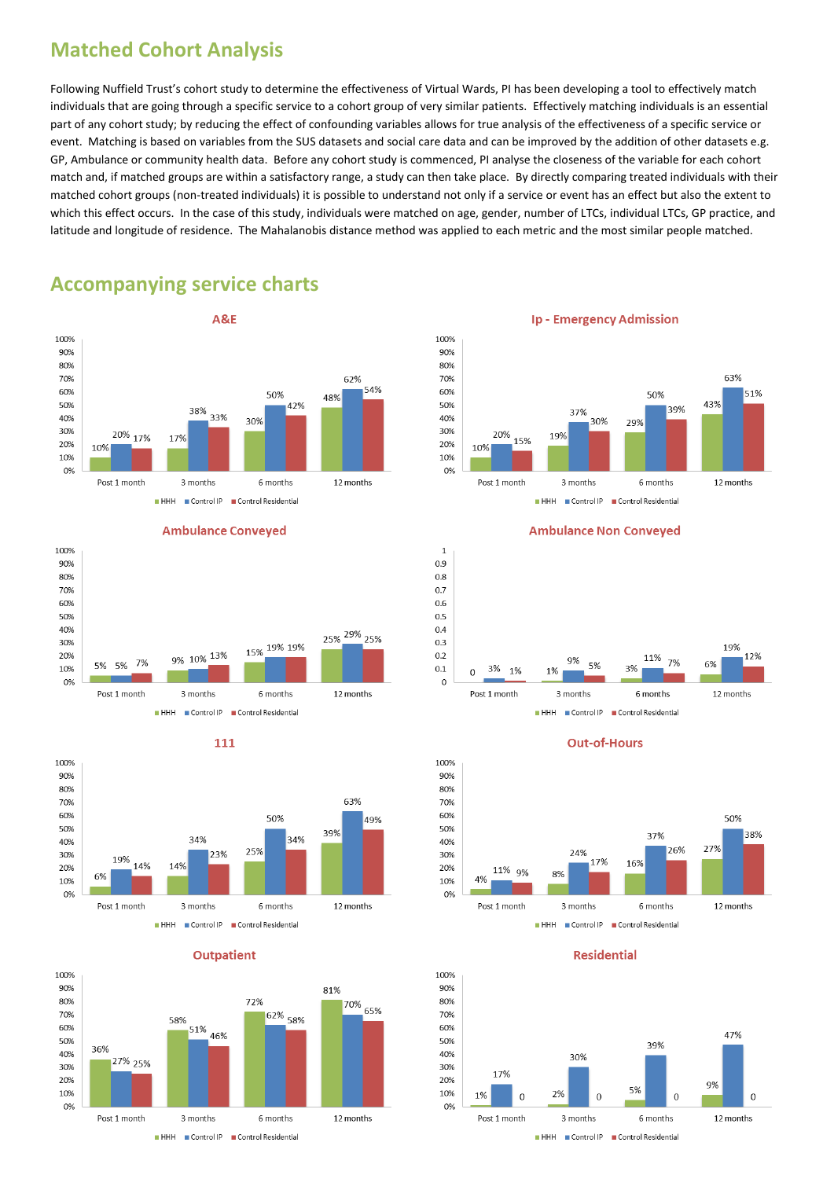## Matched Cohort Analysis

Following Nuffield Trust's cohort study to determine the effectiveness of Virtual Wards, PI has been developing a tool to effectively match individuals that are going through a specific service to a cohort group of very similar patients. Effectively matching individuals is an essential part of any cohort study; by reducing the effect of confounding variables allows for true analysis of the effectiveness of a specific service or event. Matching is based on variables from the SUS datasets and social care data and can be improved by the addition of other datasets e.g. GP, Ambulance or community health data. Before any cohort study is commenced, PI analyse the closeness of the variable for each cohort match and, if matched groups are within a satisfactory range, a study can then take place. By directly comparing treated individuals with their matched cohort groups (non-treated individuals) it is possible to understand not only if a service or event has an effect but also the extent to which this effect occurs. In the case of this study, individuals were matched on age, gender, number of LTCs, individual LTCs, GP practice, and latitude and longitude of residence. The Mahalanobis distance method was applied to each metric and the most similar people matched.

## Accompanying service charts

**A&E**

Post 1 month: 10% 20% 17%
3 months: 17% 38% 33%
6 months: 30% 50% 42%
12 months: 48% 62% 54%

HHH, Control IP, Control Residential

**Ip - Emergency Admission**

Post 1 month: 10% 20% 15%
3 months: 19% 37% 30%
6 months: 29% 50% 39%
12 months: 43% 63% 51%

HHH, Control IP, Control Residential

**Ambulance Conveyed**

Post 1 month: 5% 5% 7%
3 months: 9% 10% 13%
6 months: 15% 19% 19%
12 months: 25% 29% 25%

HHH, Control IP, Control Residential

**Ambulance Non Conveyed**

Post 1 month: 0 3% 1%
3 months: 1% 9% 5%
6 months: 3% 11% 7%
12 months: 6% 19% 12%

HHH, Control IP, Control Residential

**111**

Post 1 month: 6% 19% 14%
3 months: 14% 34% 23%
6 months: 25% 50% 34%
12 months: 39% 63% 49%

HHH, Control IP, Control Residential

**Out-of-Hours**

Post 1 month: 4% 11% 9%
3 months: 8% 24% 17%
6 months: 16% 37% 26%
12 months: 27% 50% 38%

HHH, Control IP, Control Residential

**Outpatient**

Post 1 month: 36% 27% 25%
3 months: 58% 51% 46%
6 months: 72% 62% 58%
12 months: 81% 70% 65%

HHH, Control IP, Control Residential

**Residential**

Post 1 month: 1% 17% 0
3 months: 2% 30% 0
6 months: 5% 39% 0
12 months: 9% 47% 0

HHH, Control IP, Control Residential